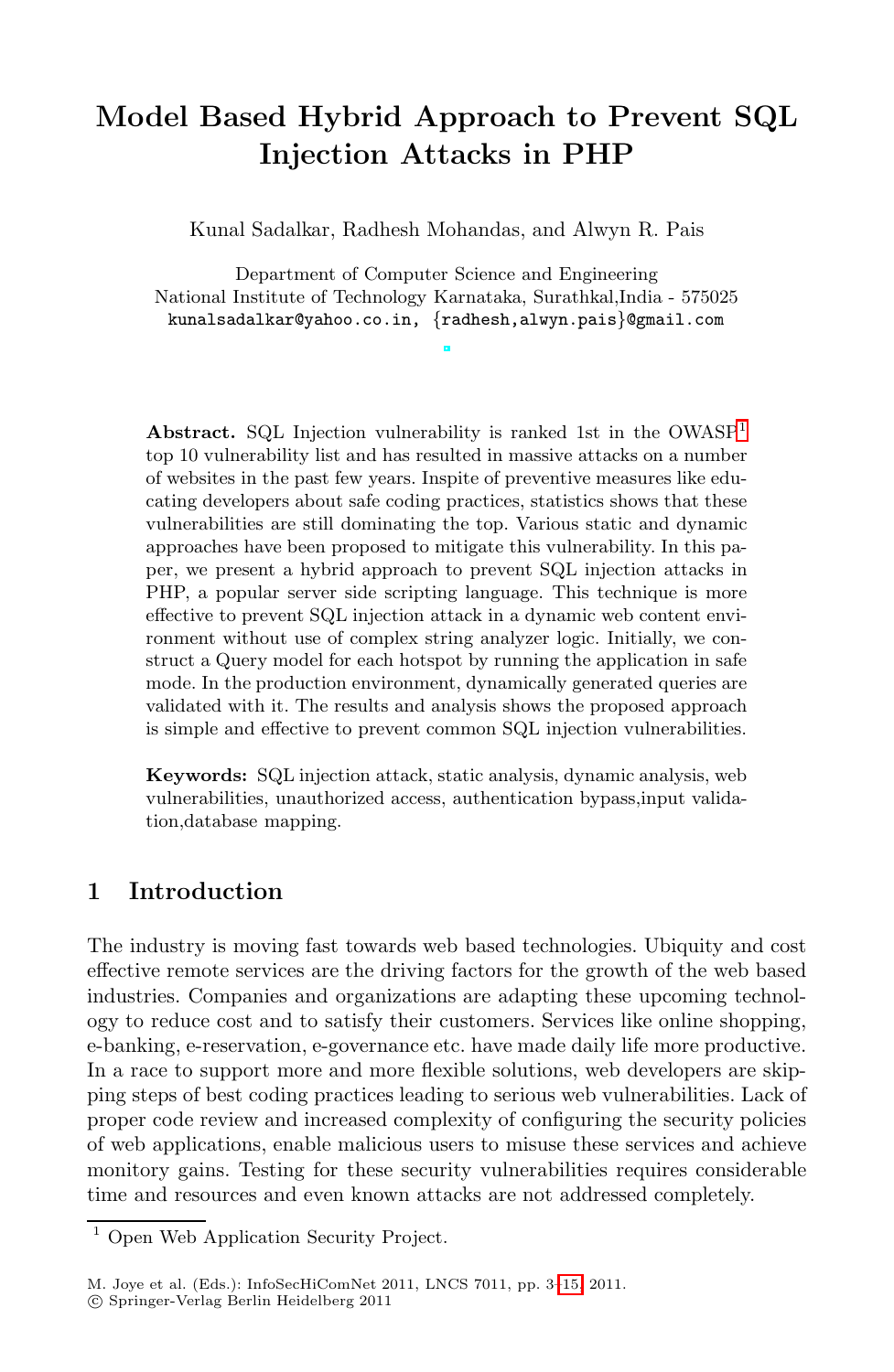# Model Based Hybrid Approach to Prevent SQL Injection Attacks in PHP

Kunal Sadalkar, Radhesh Mohandas, and Alwyn R. Pais

Department of Computer Science and Engineering
National Institute of Technology Karnataka, Surathkal,India - 575025
kunalsadalkar@yahoo.co.in, {radhesh,alwyn.pais}@gmail.com

**Abstract.** SQL Injection vulnerability is ranked 1st in the OWASP[1] top 10 vulnerability list and has resulted in massive attacks on a number of websites in the past few years. Inspite of preventive measures like educating developers about safe coding practices, statistics shows that these vulnerabilities are still dominating the top. Various static and dynamic approaches have been proposed to mitigate this vulnerability. In this paper, we present a hybrid approach to prevent SQL injection attacks in PHP, a popular server side scripting language. This technique is more effective to prevent SQL injection attack in a dynamic web content environment without use of complex string analyzer logic. Initially, we construct a Query model for each hotspot by running the application in safe mode. In the production environment, dynamically generated queries are validated with it. The results and analysis shows the proposed approach is simple and effective to prevent common SQL injection vulnerabilities.

**Keywords:** SQL injection attack, static analysis, dynamic analysis, web vulnerabilities, unauthorized access, authentication bypass,input validation,database mapping.

## 1 Introduction

The industry is moving fast towards web based technologies. Ubiquity and cost effective remote services are the driving factors for the growth of the web based industries. Companies and organizations are adapting these upcoming technology to reduce cost and to satisfy their customers. Services like online shopping, e-banking, e-reservation, e-governance etc. have made daily life more productive. In a race to support more and more flexible solutions, web developers are skipping steps of best coding practices leading to serious web vulnerabilities. Lack of proper code review and increased complexity of configuring the security policies of web applications, enable malicious users to misuse these services and achieve monitory gains. Testing for these security vulnerabilities requires considerable time and resources and even known attacks are not addressed completely.

[1] Open Web Application Security Project.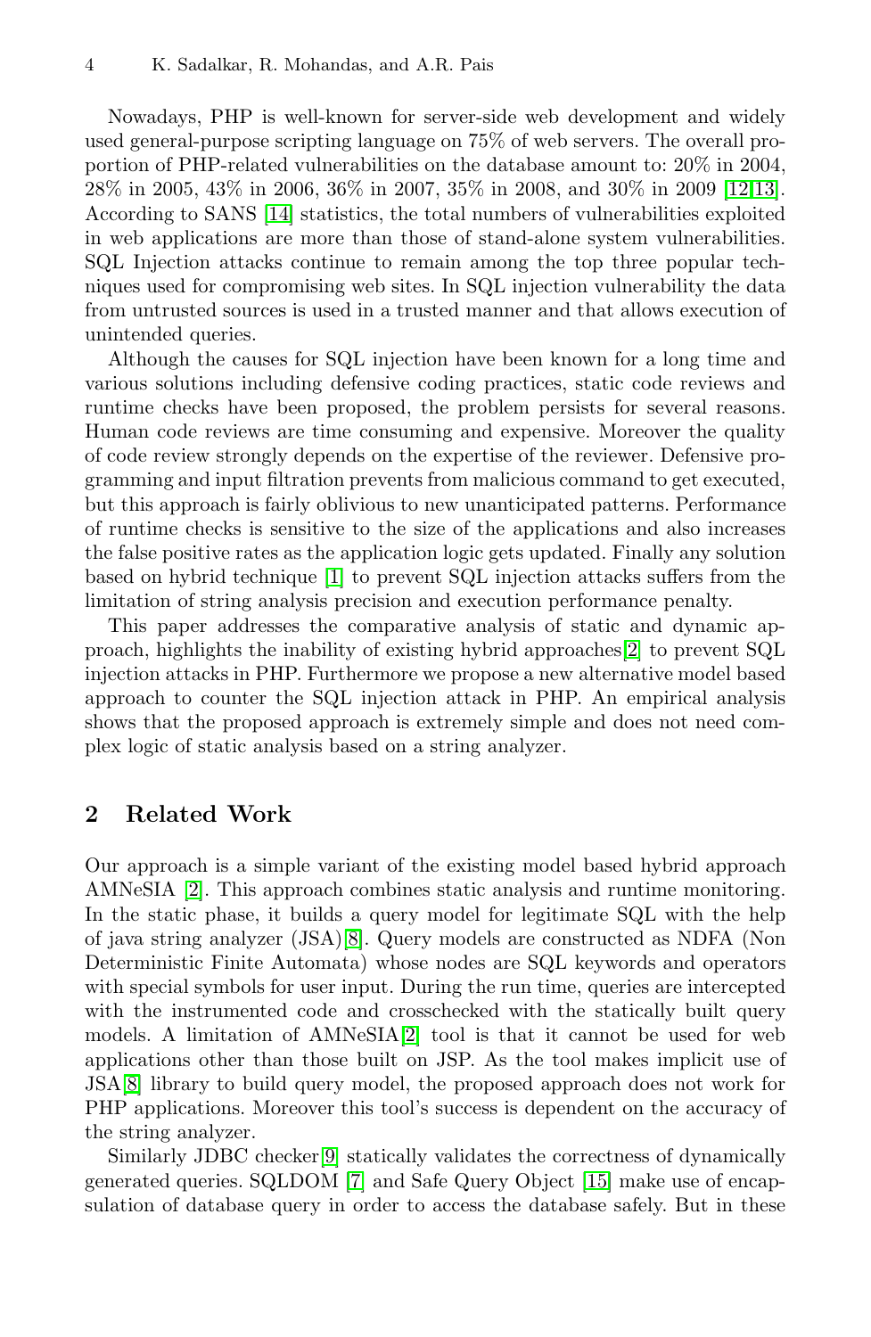Nowadays, PHP is well-known for server-side web development and widely used general-purpose scripting language on 75% of web servers. The overall proportion of PHP-related vulnerabilities on the database amount to: 20% in 2004, 28% in 2005, 43% in 2006, 36% in 2007, 35% in 2008, and 30% in 2009 [12,13]. According to SANS [14] statistics, the total numbers of vulnerabilities exploited in web applications are more than those of stand-alone system vulnerabilities. SQL Injection attacks continue to remain among the top three popular techniques used for compromising web sites. In SQL injection vulnerability the data from untrusted sources is used in a trusted manner and that allows execution of unintended queries.

Although the causes for SQL injection have been known for a long time and various solutions including defensive coding practices, static code reviews and runtime checks have been proposed, the problem persists for several reasons. Human code reviews are time consuming and expensive. Moreover the quality of code review strongly depends on the expertise of the reviewer. Defensive programming and input filtration prevents from malicious command to get executed, but this approach is fairly oblivious to new unanticipated patterns. Performance of runtime checks is sensitive to the size of the applications and also increases the false positive rates as the application logic gets updated. Finally any solution based on hybrid technique [1] to prevent SQL injection attacks suffers from the limitation of string analysis precision and execution performance penalty.

This paper addresses the comparative analysis of static and dynamic approach, highlights the inability of existing hybrid approaches[2] to prevent SQL injection attacks in PHP. Furthermore we propose a new alternative model based approach to counter the SQL injection attack in PHP. An empirical analysis shows that the proposed approach is extremely simple and does not need complex logic of static analysis based on a string analyzer.

## 2 Related Work

Our approach is a simple variant of the existing model based hybrid approach AMNeSIA [2]. This approach combines static analysis and runtime monitoring. In the static phase, it builds a query model for legitimate SQL with the help of java string analyzer (JSA)[8]. Query models are constructed as NDFA (Non Deterministic Finite Automata) whose nodes are SQL keywords and operators with special symbols for user input. During the run time, queries are intercepted with the instrumented code and crosschecked with the statically built query models. A limitation of AMNeSIA[2] tool is that it cannot be used for web applications other than those built on JSP. As the tool makes implicit use of JSA[8] library to build query model, the proposed approach does not work for PHP applications. Moreover this tool's success is dependent on the accuracy of the string analyzer.

Similarly JDBC checker[9] statically validates the correctness of dynamically generated queries. SQLDOM [7] and Safe Query Object [15] make use of encapsulation of database query in order to access the database safely. But in these